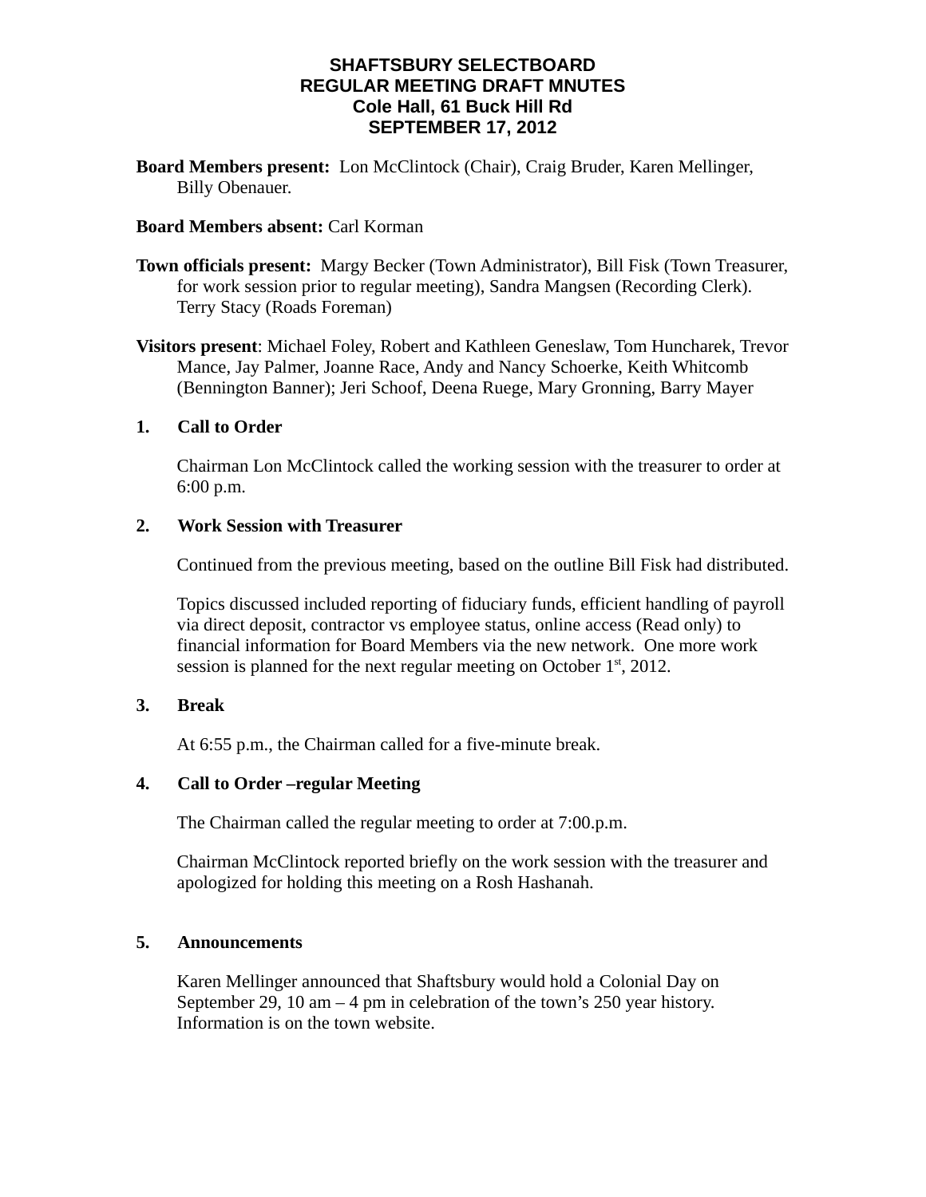# SHAFTSBURY SELECTBOARD
# REGULAR MEETING DRAFT MNUTES
# Cole Hall, 61 Buck Hill Rd
# SEPTEMBER 17, 2012

**Board Members present:** Lon McClintock (Chair), Craig Bruder, Karen Mellinger, Billy Obenauer.

**Board Members absent:** Carl Korman

**Town officials present:** Margy Becker (Town Administrator), Bill Fisk (Town Treasurer, for work session prior to regular meeting), Sandra Mangsen (Recording Clerk). Terry Stacy (Roads Foreman)

**Visitors present**: Michael Foley, Robert and Kathleen Geneslaw, Tom Huncharek, Trevor Mance, Jay Palmer, Joanne Race, Andy and Nancy Schoerke, Keith Whitcomb (Bennington Banner); Jeri Schoof, Deena Ruege, Mary Gronning, Barry Mayer

## 1. Call to Order

Chairman Lon McClintock called the working session with the treasurer to order at 6:00 p.m.

## 2. Work Session with Treasurer

Continued from the previous meeting, based on the outline Bill Fisk had distributed.

Topics discussed included reporting of fiduciary funds, efficient handling of payroll via direct deposit, contractor vs employee status, online access (Read only) to financial information for Board Members via the new network. One more work session is planned for the next regular meeting on October 1st, 2012.

## 3. Break

At 6:55 p.m., the Chairman called for a five-minute break.

## 4. Call to Order –regular Meeting

The Chairman called the regular meeting to order at 7:00.p.m.

Chairman McClintock reported briefly on the work session with the treasurer and apologized for holding this meeting on a Rosh Hashanah.

## 5. Announcements

Karen Mellinger announced that Shaftsbury would hold a Colonial Day on September 29, 10 am – 4 pm in celebration of the town's 250 year history. Information is on the town website.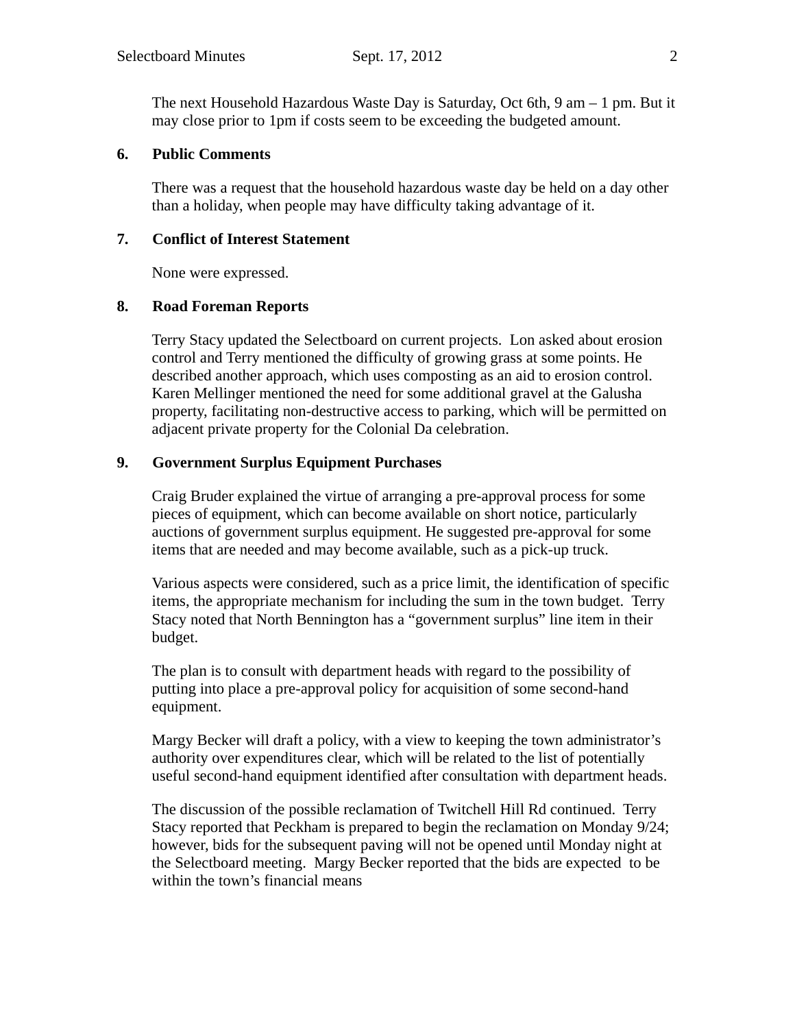The next Household Hazardous Waste Day is Saturday, Oct 6th, 9 am – 1 pm. But it may close prior to 1pm if costs seem to be exceeding the budgeted amount.

**6. Public Comments**

There was a request that the household hazardous waste day be held on a day other than a holiday, when people may have difficulty taking advantage of it.

**7. Conflict of Interest Statement**

None were expressed.

**8. Road Foreman Reports**

Terry Stacy updated the Selectboard on current projects. Lon asked about erosion control and Terry mentioned the difficulty of growing grass at some points. He described another approach, which uses composting as an aid to erosion control. Karen Mellinger mentioned the need for some additional gravel at the Galusha property, facilitating non-destructive access to parking, which will be permitted on adjacent private property for the Colonial Da celebration.

**9. Government Surplus Equipment Purchases**

Craig Bruder explained the virtue of arranging a pre-approval process for some pieces of equipment, which can become available on short notice, particularly auctions of government surplus equipment. He suggested pre-approval for some items that are needed and may become available, such as a pick-up truck.

Various aspects were considered, such as a price limit, the identification of specific items, the appropriate mechanism for including the sum in the town budget. Terry Stacy noted that North Bennington has a "government surplus" line item in their budget.

The plan is to consult with department heads with regard to the possibility of putting into place a pre-approval policy for acquisition of some second-hand equipment.

Margy Becker will draft a policy, with a view to keeping the town administrator's authority over expenditures clear, which will be related to the list of potentially useful second-hand equipment identified after consultation with department heads.

The discussion of the possible reclamation of Twitchell Hill Rd continued. Terry Stacy reported that Peckham is prepared to begin the reclamation on Monday 9/24; however, bids for the subsequent paving will not be opened until Monday night at the Selectboard meeting. Margy Becker reported that the bids are expected to be within the town's financial means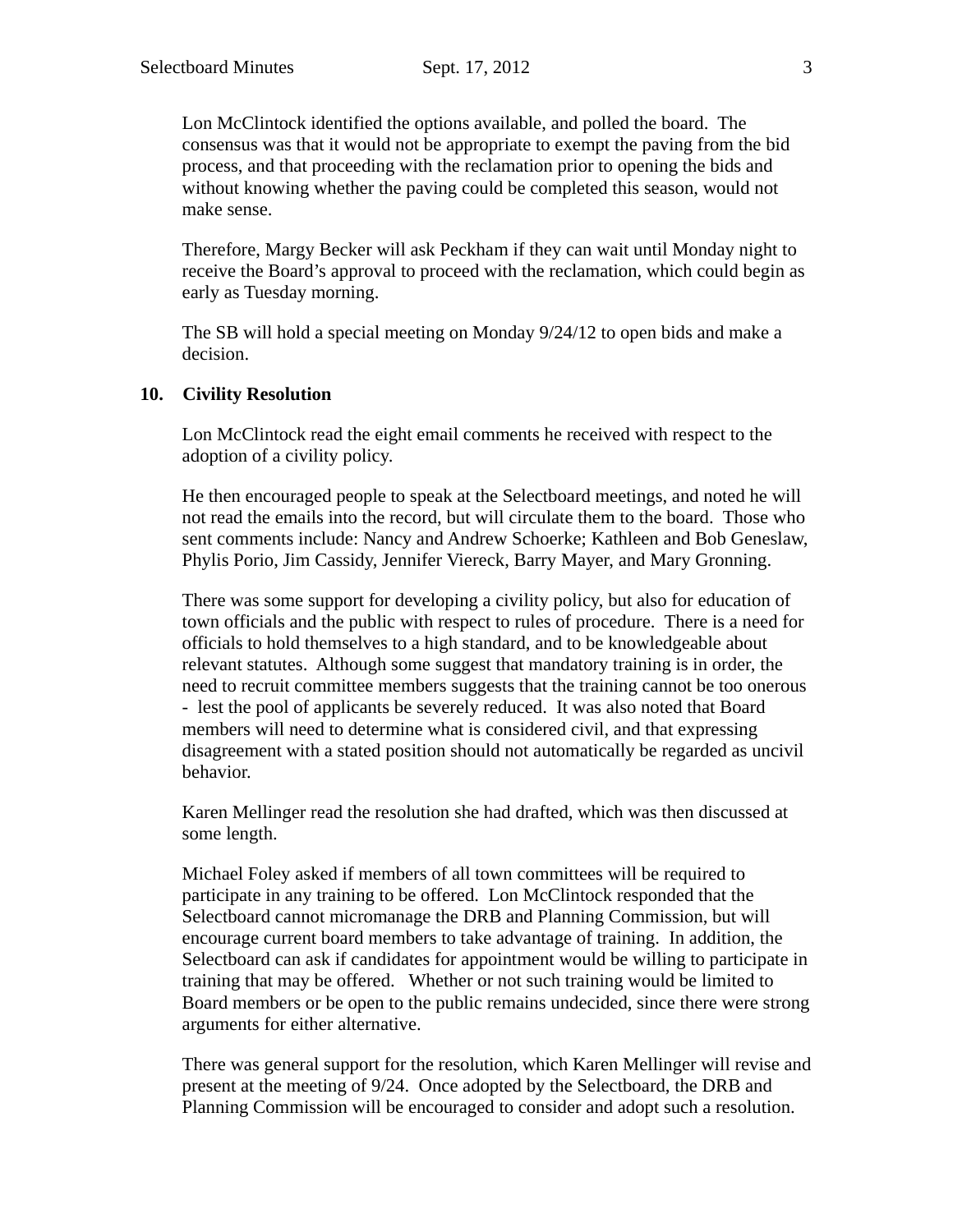Lon McClintock identified the options available, and polled the board. The consensus was that it would not be appropriate to exempt the paving from the bid process, and that proceeding with the reclamation prior to opening the bids and without knowing whether the paving could be completed this season, would not make sense.

Therefore, Margy Becker will ask Peckham if they can wait until Monday night to receive the Board's approval to proceed with the reclamation, which could begin as early as Tuesday morning.

The SB will hold a special meeting on Monday 9/24/12 to open bids and make a decision.

**10. Civility Resolution**

Lon McClintock read the eight email comments he received with respect to the adoption of a civility policy.

He then encouraged people to speak at the Selectboard meetings, and noted he will not read the emails into the record, but will circulate them to the board. Those who sent comments include: Nancy and Andrew Schoerke; Kathleen and Bob Geneslaw, Phylis Porio, Jim Cassidy, Jennifer Viereck, Barry Mayer, and Mary Gronning.

There was some support for developing a civility policy, but also for education of town officials and the public with respect to rules of procedure. There is a need for officials to hold themselves to a high standard, and to be knowledgeable about relevant statutes. Although some suggest that mandatory training is in order, the need to recruit committee members suggests that the training cannot be too onerous - lest the pool of applicants be severely reduced. It was also noted that Board members will need to determine what is considered civil, and that expressing disagreement with a stated position should not automatically be regarded as uncivil behavior.

Karen Mellinger read the resolution she had drafted, which was then discussed at some length.

Michael Foley asked if members of all town committees will be required to participate in any training to be offered. Lon McClintock responded that the Selectboard cannot micromanage the DRB and Planning Commission, but will encourage current board members to take advantage of training. In addition, the Selectboard can ask if candidates for appointment would be willing to participate in training that may be offered. Whether or not such training would be limited to Board members or be open to the public remains undecided, since there were strong arguments for either alternative.

There was general support for the resolution, which Karen Mellinger will revise and present at the meeting of 9/24. Once adopted by the Selectboard, the DRB and Planning Commission will be encouraged to consider and adopt such a resolution.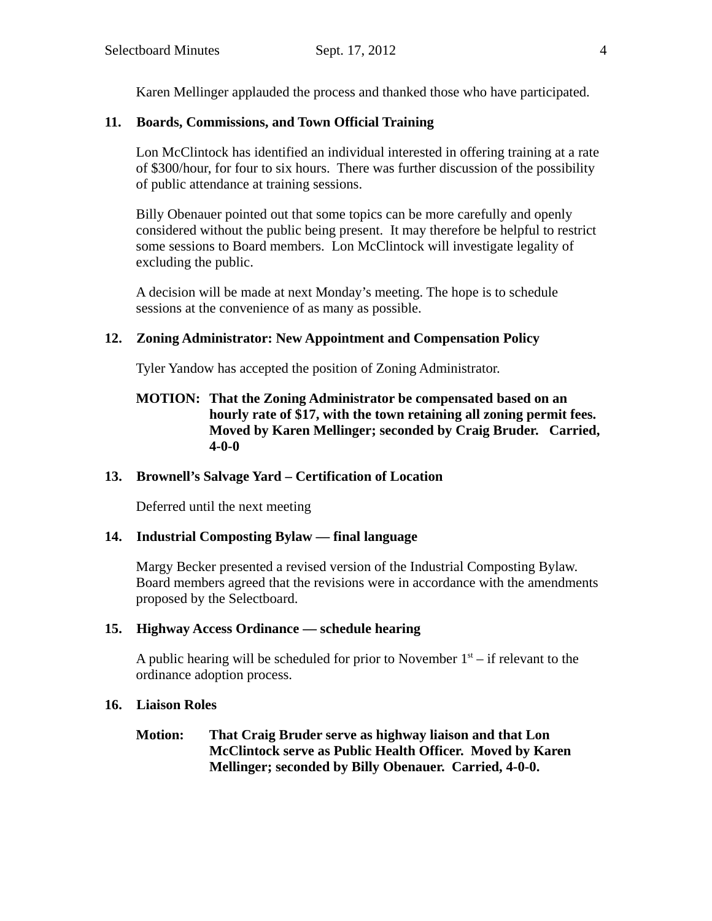Karen Mellinger applauded the process and thanked those who have participated.

**11. Boards, Commissions, and Town Official Training**

Lon McClintock has identified an individual interested in offering training at a rate of $300/hour, for four to six hours. There was further discussion of the possibility of public attendance at training sessions.

Billy Obenauer pointed out that some topics can be more carefully and openly considered without the public being present. It may therefore be helpful to restrict some sessions to Board members. Lon McClintock will investigate legality of excluding the public.

A decision will be made at next Monday's meeting. The hope is to schedule sessions at the convenience of as many as possible.

**12. Zoning Administrator: New Appointment and Compensation Policy**

Tyler Yandow has accepted the position of Zoning Administrator.

**MOTION: That the Zoning Administrator be compensated based on an hourly rate of $17, with the town retaining all zoning permit fees. Moved by Karen Mellinger; seconded by Craig Bruder. Carried, 4-0-0**

**13. Brownell's Salvage Yard – Certification of Location**

Deferred until the next meeting

**14. Industrial Composting Bylaw — final language**

Margy Becker presented a revised version of the Industrial Composting Bylaw. Board members agreed that the revisions were in accordance with the amendments proposed by the Selectboard.

**15. Highway Access Ordinance — schedule hearing**

A public hearing will be scheduled for prior to November 1st – if relevant to the ordinance adoption process.

**16. Liaison Roles**

**Motion: That Craig Bruder serve as highway liaison and that Lon McClintock serve as Public Health Officer. Moved by Karen Mellinger; seconded by Billy Obenauer. Carried, 4-0-0.**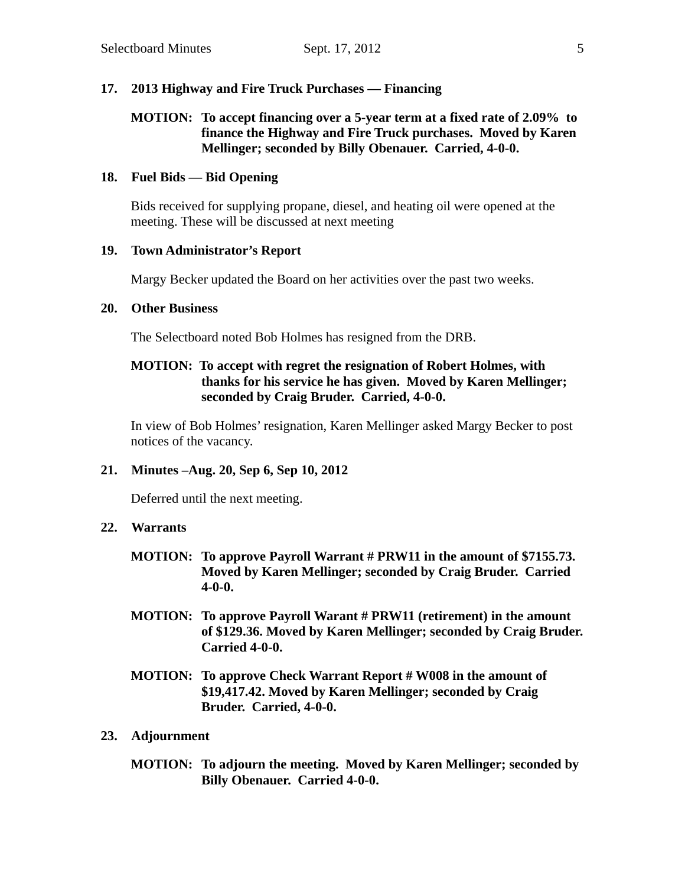**17. 2013 Highway and Fire Truck Purchases — Financing**

**MOTION: To accept financing over a 5-year term at a fixed rate of 2.09% to finance the Highway and Fire Truck purchases. Moved by Karen Mellinger; seconded by Billy Obenauer. Carried, 4-0-0.**

**18. Fuel Bids — Bid Opening**

Bids received for supplying propane, diesel, and heating oil were opened at the meeting. These will be discussed at next meeting

**19. Town Administrator's Report**

Margy Becker updated the Board on her activities over the past two weeks.

**20. Other Business**

The Selectboard noted Bob Holmes has resigned from the DRB.

**MOTION: To accept with regret the resignation of Robert Holmes, with thanks for his service he has given. Moved by Karen Mellinger; seconded by Craig Bruder. Carried, 4-0-0.**

In view of Bob Holmes' resignation, Karen Mellinger asked Margy Becker to post notices of the vacancy.

**21. Minutes –Aug. 20, Sep 6, Sep 10, 2012**

Deferred until the next meeting.

**22. Warrants**

**MOTION: To approve Payroll Warrant # PRW11 in the amount of $7155.73. Moved by Karen Mellinger; seconded by Craig Bruder. Carried 4-0-0.**

**MOTION: To approve Payroll Warant # PRW11 (retirement) in the amount of $129.36. Moved by Karen Mellinger; seconded by Craig Bruder. Carried 4-0-0.**

**MOTION: To approve Check Warrant Report # W008 in the amount of $19,417.42. Moved by Karen Mellinger; seconded by Craig Bruder. Carried, 4-0-0.**

**23. Adjournment**

**MOTION: To adjourn the meeting. Moved by Karen Mellinger; seconded by Billy Obenauer. Carried 4-0-0.**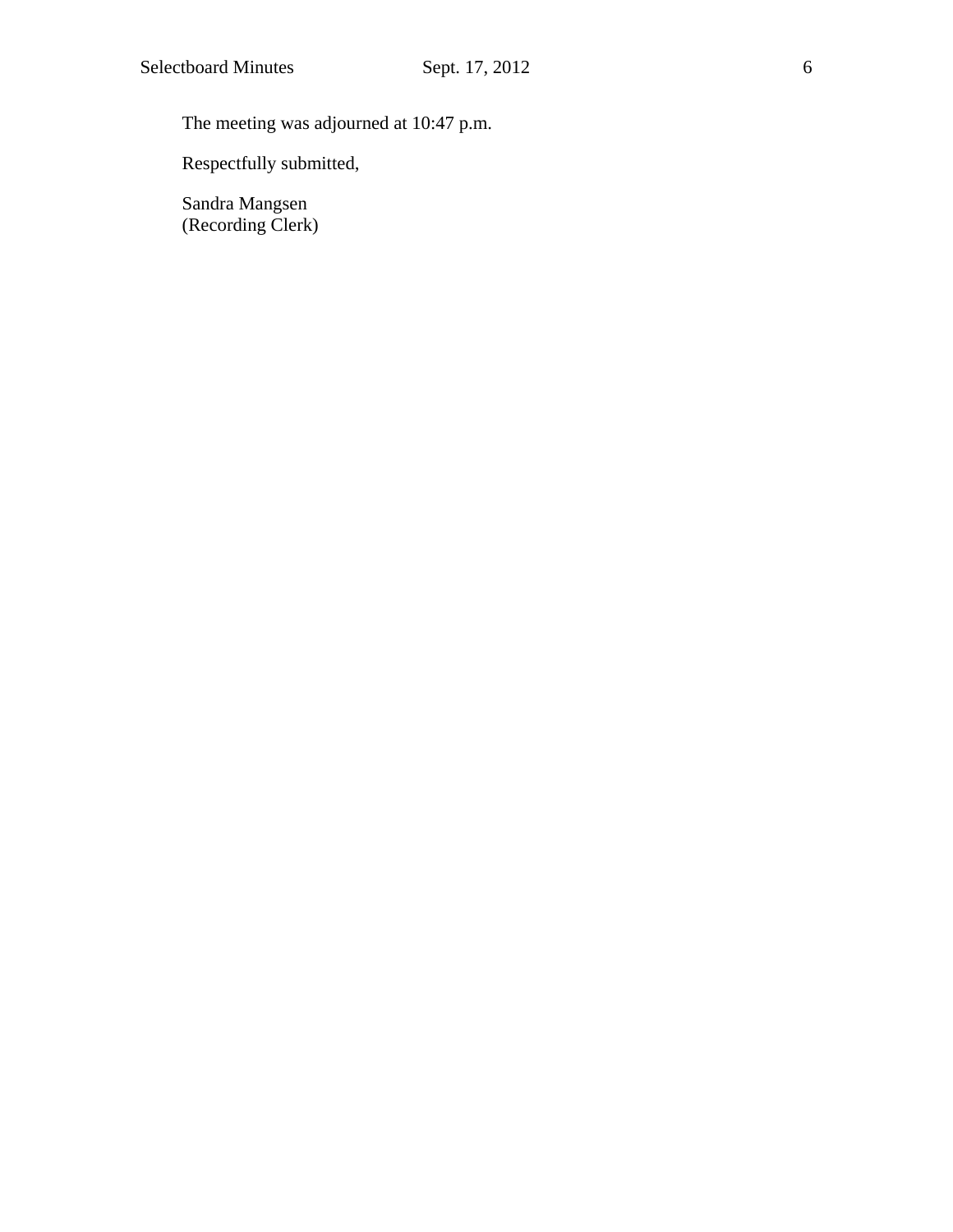The meeting was adjourned at 10:47 p.m.

Respectfully submitted,

Sandra Mangsen
(Recording Clerk)